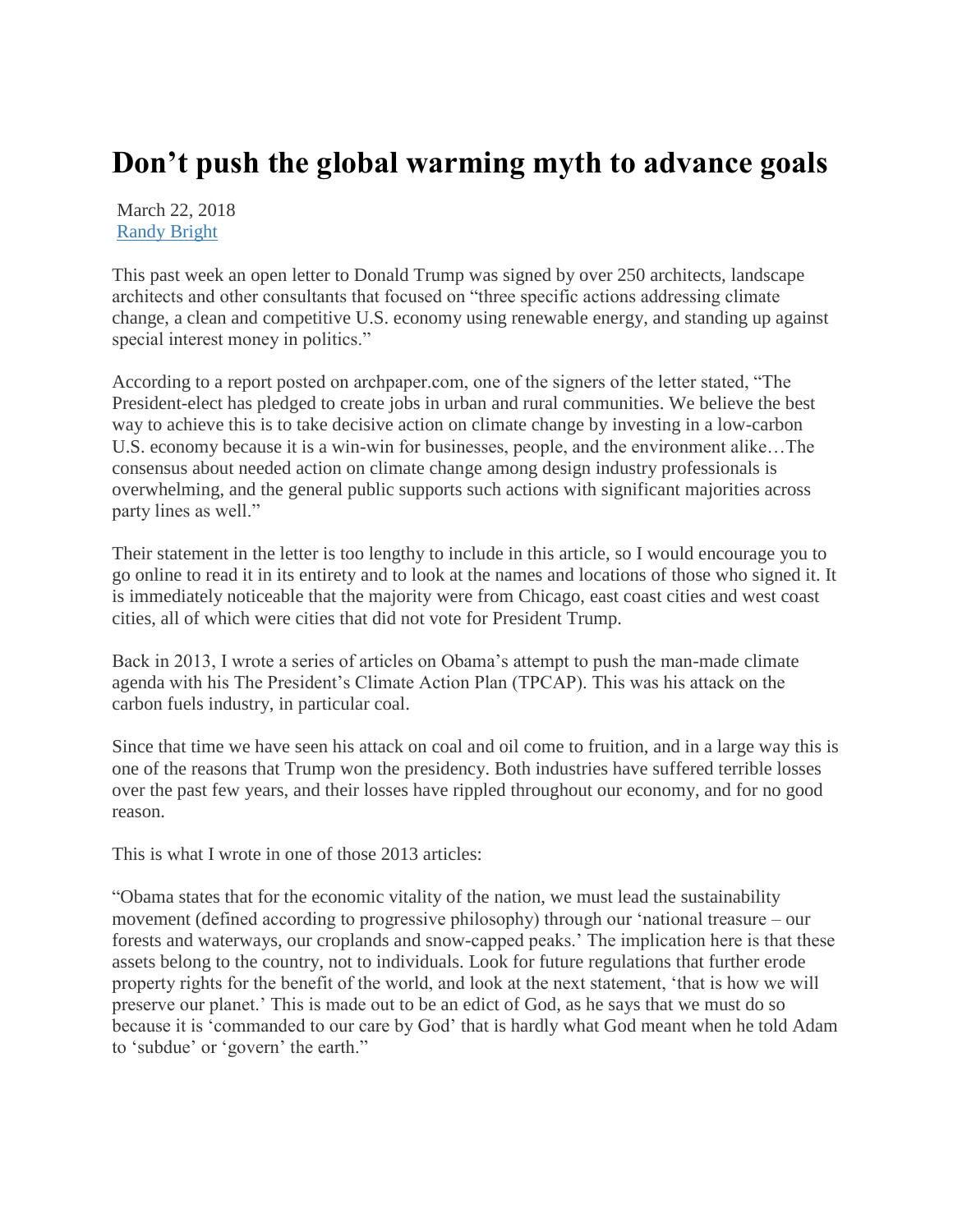# Don't push the global warming myth to advance goals

March 22, 2018
Randy Bright

This past week an open letter to Donald Trump was signed by over 250 architects, landscape architects and other consultants that focused on "three specific actions addressing climate change, a clean and competitive U.S. economy using renewable energy, and standing up against special interest money in politics."

According to a report posted on archpaper.com, one of the signers of the letter stated, "The President-elect has pledged to create jobs in urban and rural communities. We believe the best way to achieve this is to take decisive action on climate change by investing in a low-carbon U.S. economy because it is a win-win for businesses, people, and the environment alike…The consensus about needed action on climate change among design industry professionals is overwhelming, and the general public supports such actions with significant majorities across party lines as well."

Their statement in the letter is too lengthy to include in this article, so I would encourage you to go online to read it in its entirety and to look at the names and locations of those who signed it. It is immediately noticeable that the majority were from Chicago, east coast cities and west coast cities, all of which were cities that did not vote for President Trump.

Back in 2013, I wrote a series of articles on Obama's attempt to push the man-made climate agenda with his The President's Climate Action Plan (TPCAP). This was his attack on the carbon fuels industry, in particular coal.

Since that time we have seen his attack on coal and oil come to fruition, and in a large way this is one of the reasons that Trump won the presidency. Both industries have suffered terrible losses over the past few years, and their losses have rippled throughout our economy, and for no good reason.

This is what I wrote in one of those 2013 articles:

"Obama states that for the economic vitality of the nation, we must lead the sustainability movement (defined according to progressive philosophy) through our 'national treasure – our forests and waterways, our croplands and snow-capped peaks.' The implication here is that these assets belong to the country, not to individuals. Look for future regulations that further erode property rights for the benefit of the world, and look at the next statement, 'that is how we will preserve our planet.' This is made out to be an edict of God, as he says that we must do so because it is 'commanded to our care by God' that is hardly what God meant when he told Adam to 'subdue' or 'govern' the earth."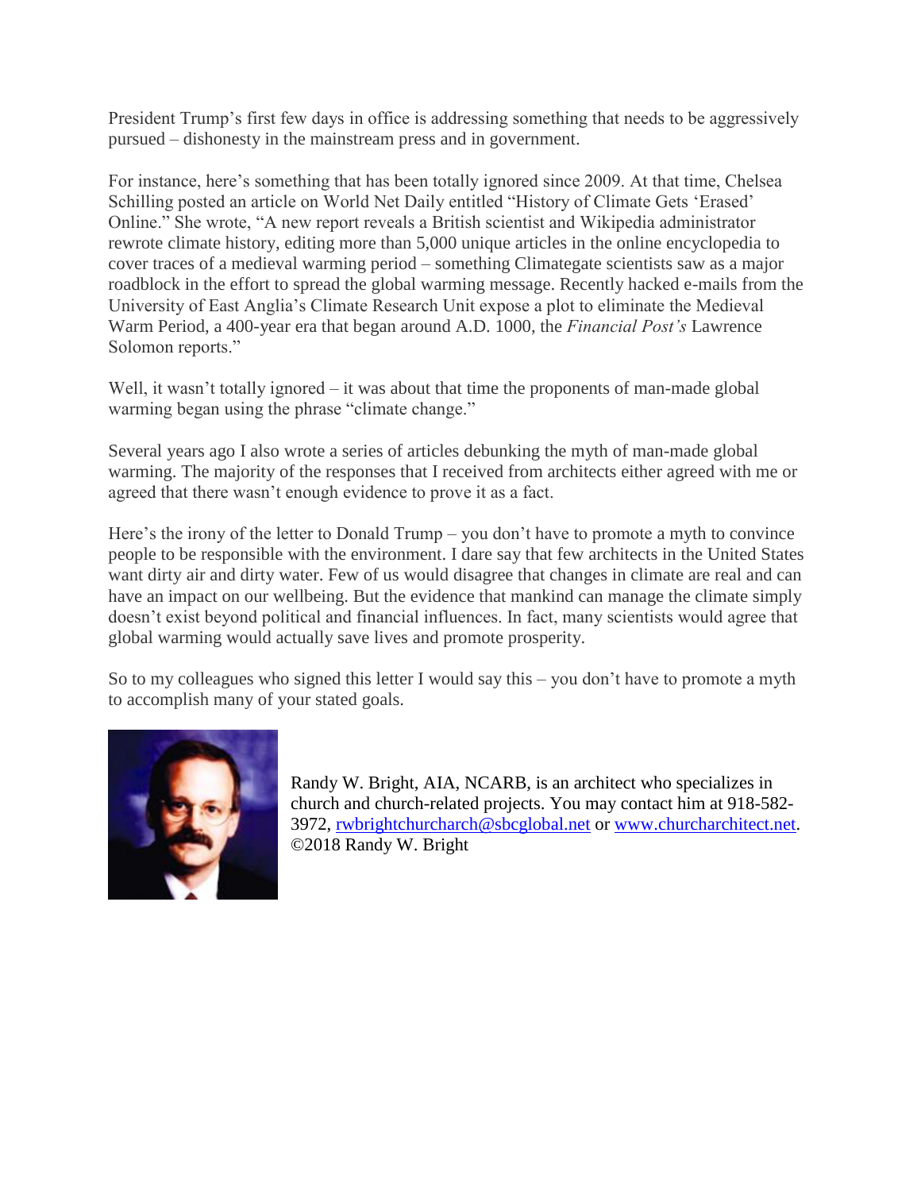President Trump's first few days in office is addressing something that needs to be aggressively pursued – dishonesty in the mainstream press and in government.

For instance, here's something that has been totally ignored since 2009. At that time, Chelsea Schilling posted an article on World Net Daily entitled "History of Climate Gets 'Erased' Online." She wrote, "A new report reveals a British scientist and Wikipedia administrator rewrote climate history, editing more than 5,000 unique articles in the online encyclopedia to cover traces of a medieval warming period – something Climategate scientists saw as a major roadblock in the effort to spread the global warming message. Recently hacked e-mails from the University of East Anglia's Climate Research Unit expose a plot to eliminate the Medieval Warm Period, a 400-year era that began around A.D. 1000, the *Financial Post's* Lawrence Solomon reports."

Well, it wasn't totally ignored – it was about that time the proponents of man-made global warming began using the phrase "climate change."

Several years ago I also wrote a series of articles debunking the myth of man-made global warming. The majority of the responses that I received from architects either agreed with me or agreed that there wasn't enough evidence to prove it as a fact.

Here's the irony of the letter to Donald Trump – you don't have to promote a myth to convince people to be responsible with the environment. I dare say that few architects in the United States want dirty air and dirty water. Few of us would disagree that changes in climate are real and can have an impact on our wellbeing. But the evidence that mankind can manage the climate simply doesn't exist beyond political and financial influences. In fact, many scientists would agree that global warming would actually save lives and promote prosperity.

So to my colleagues who signed this letter I would say this – you don't have to promote a myth to accomplish many of your stated goals.

Randy W. Bright, AIA, NCARB, is an architect who specializes in church and church-related projects. You may contact him at 918-582-3972, rwbrightchurcharch@sbcglobal.net or www.churcharchitect.net. ©2018 Randy W. Bright